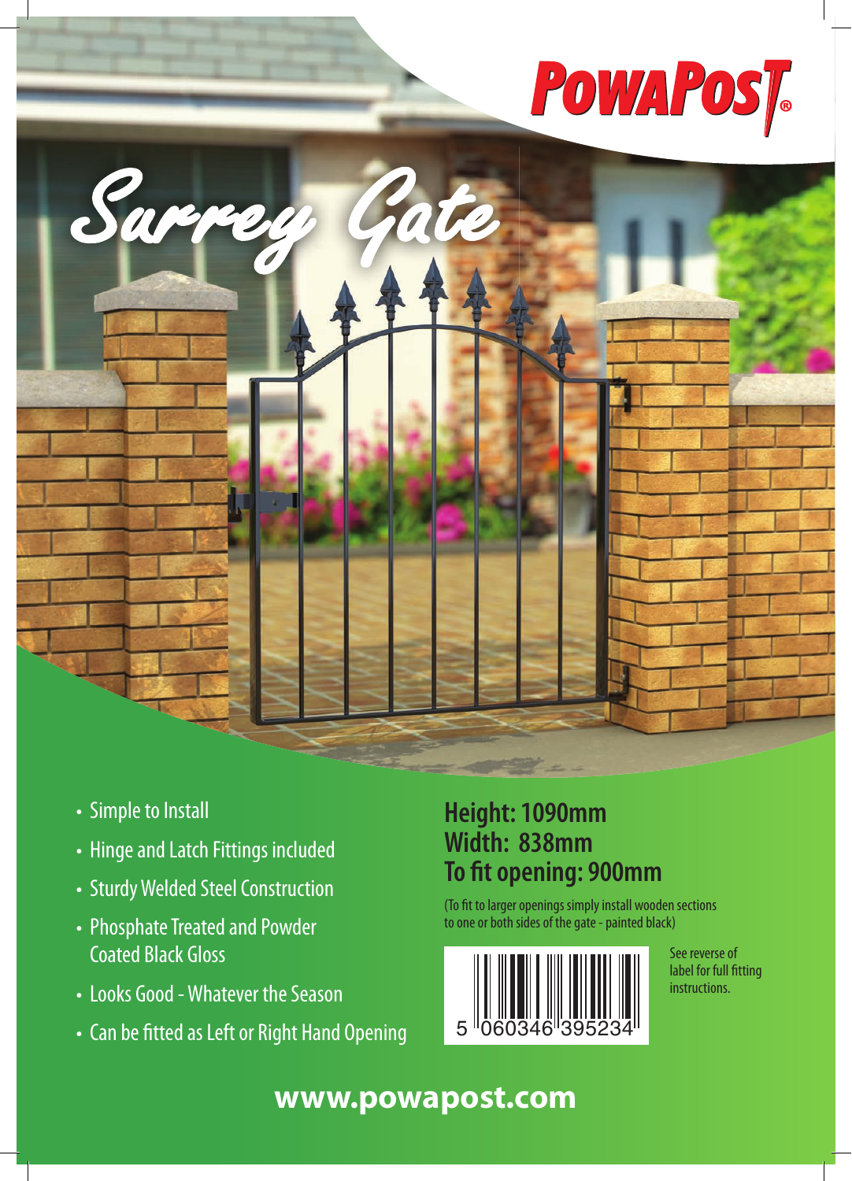PowaPost®

# Surrey Gate

- Simple to Install
- Hinge and Latch Fittings included
- Sturdy Welded Steel Construction
- Phosphate Treated and Powder Coated Black Gloss
- Looks Good - Whatever the Season
- Can be fitted as Left or Right Hand Opening

**Height: 1090mm**
**Width: 838mm**
**To fit opening: 900mm**

(To fit to larger openings simply install wooden sections to one or both sides of the gate - painted black)

5 060346 395234

See reverse of label for full fitting instructions.

**www.powapost.com**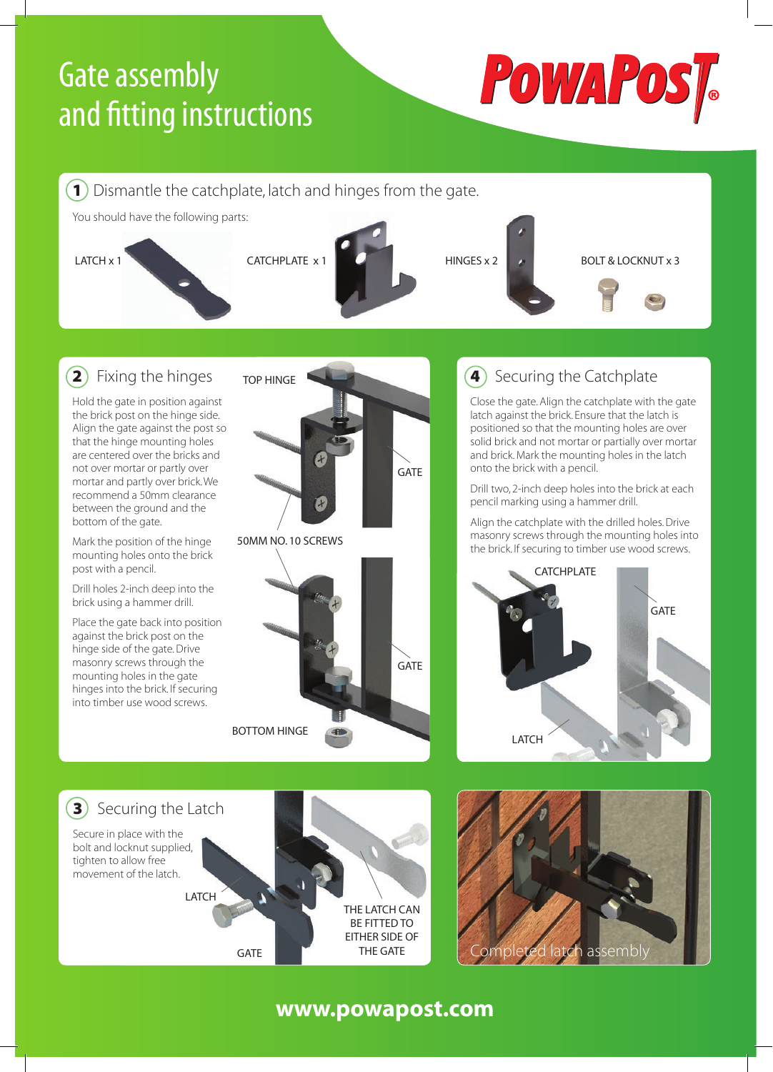# Gate assembly and fitting instructions

PowaPost®

## 1 Dismantle the catchplate, latch and hinges from the gate.

You should have the following parts:

LATCH x 1

CATCHPLATE x 1

HINGES x 2

BOLT & LOCKNUT x 3

## 2 Fixing the hinges

Hold the gate in position against the brick post on the hinge side. Align the gate against the post so that the hinge mounting holes are centered over the bricks and not over mortar or partly over mortar and partly over brick. We recommend a 50mm clearance between the ground and the bottom of the gate.

Mark the position of the hinge mounting holes onto the brick post with a pencil.

Drill holes 2-inch deep into the brick using a hammer drill.

Place the gate back into position against the brick post on the hinge side of the gate. Drive masonry screws through the mounting holes in the gate hinges into the brick. If securing into timber use wood screws.

TOP HINGE

GATE

50MM NO. 10 SCREWS

GATE

BOTTOM HINGE

## 4 Securing the Catchplate

Close the gate. Align the catchplate with the gate latch against the brick. Ensure that the latch is positioned so that the mounting holes are over solid brick and not mortar or partially over mortar and brick. Mark the mounting holes in the latch onto the brick with a pencil.

Drill two, 2-inch deep holes into the brick at each pencil marking using a hammer drill.

Align the catchplate with the drilled holes. Drive masonry screws through the mounting holes into the brick. If securing to timber use wood screws.

CATCHPLATE

GATE

LATCH

## 3 Securing the Latch

Secure in place with the bolt and locknut supplied, tighten to allow free movement of the latch.

LATCH

GATE

THE LATCH CAN BE FITTED TO EITHER SIDE OF THE GATE

Completed latch assembly

www.powapost.com